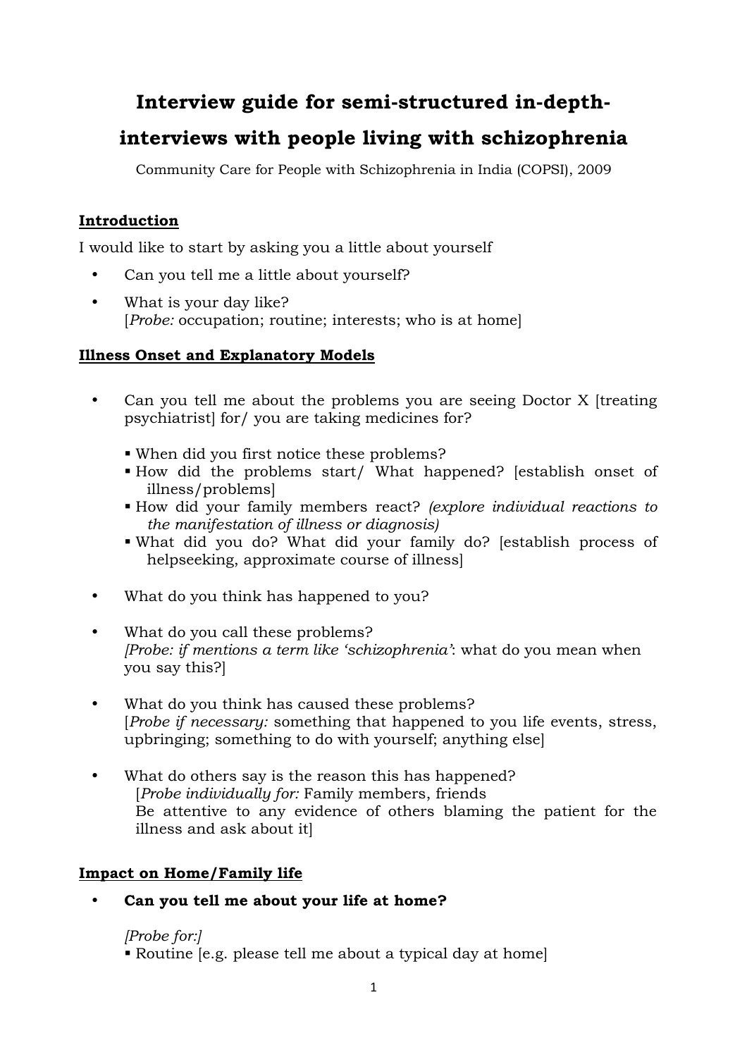# Interview guide for semi-structured in-depth-interviews with people living with schizophrenia

Community Care for People with Schizophrenia in India (COPSI), 2009

## Introduction

I would like to start by asking you a little about yourself

- Can you tell me a little about yourself?
- What is your day like?
  [*Probe:* occupation; routine; interests; who is at home]

## Illness Onset and Explanatory Models

- Can you tell me about the problems you are seeing Doctor X [treating psychiatrist] for/ you are taking medicines for?
  - When did you first notice these problems?
  - How did the problems start/ What happened? [establish onset of illness/problems]
  - How did your family members react? *(explore individual reactions to the manifestation of illness or diagnosis)*
  - What did you do? What did your family do? [establish process of helpseeking, approximate course of illness]
- What do you think has happened to you?
- What do you call these problems?
  *[Probe: if mentions a term like 'schizophrenia'*: what do you mean when you say this?]
- What do you think has caused these problems?
  [*Probe if necessary:* something that happened to you life events, stress, upbringing; something to do with yourself; anything else]
- What do others say is the reason this has happened?
  [*Probe individually for:* Family members, friends
  Be attentive to any evidence of others blaming the patient for the illness and ask about it]

## Impact on Home/Family life

- **Can you tell me about your life at home?**

  *[Probe for:]*
  - Routine [e.g. please tell me about a typical day at home]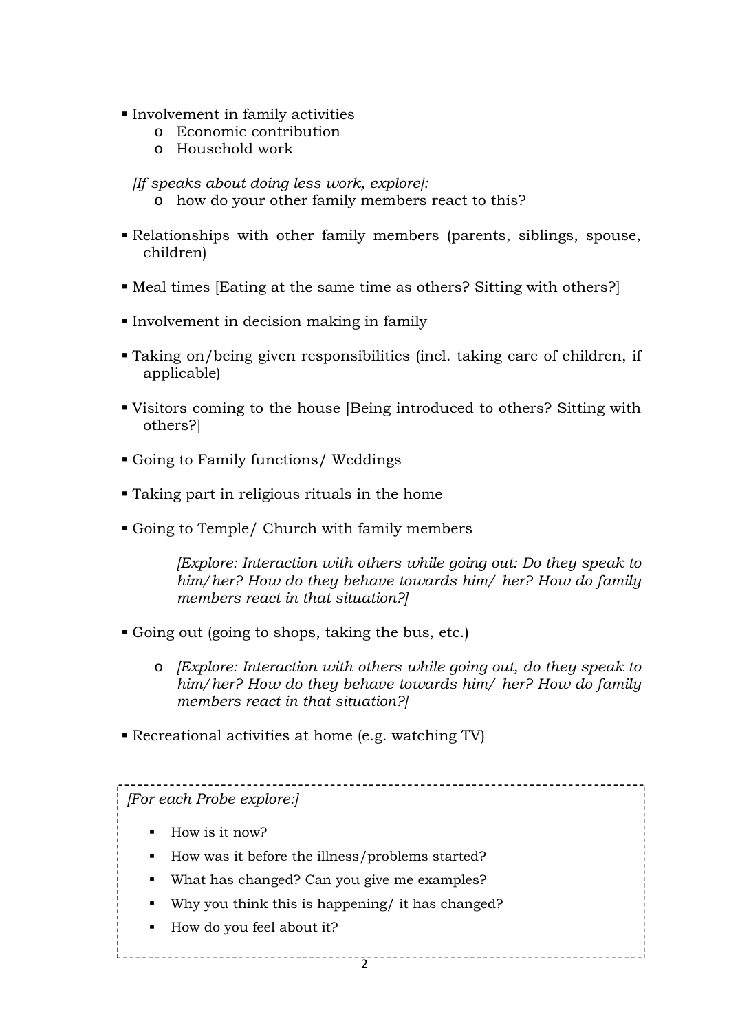- Involvement in family activities
  - Economic contribution
  - Household work

  *[If speaks about doing less work, explore]:*
  - how do your other family members react to this?

- Relationships with other family members (parents, siblings, spouse, children)

- Meal times [Eating at the same time as others? Sitting with others?]

- Involvement in decision making in family

- Taking on/being given responsibilities (incl. taking care of children, if applicable)

- Visitors coming to the house [Being introduced to others? Sitting with others?]

- Going to Family functions/ Weddings

- Taking part in religious rituals in the home

- Going to Temple/ Church with family members

  *[Explore: Interaction with others while going out: Do they speak to him/her? How do they behave towards him/ her? How do family members react in that situation?]*

- Going out (going to shops, taking the bus, etc.)

  - *[Explore: Interaction with others while going out, do they speak to him/her? How do they behave towards him/ her? How do family members react in that situation?]*

- Recreational activities at home (e.g. watching TV)

---

*[For each Probe explore:]*

- How is it now?
- How was it before the illness/problems started?
- What has changed? Can you give me examples?
- Why you think this is happening/ it has changed?
- How do you feel about it?

---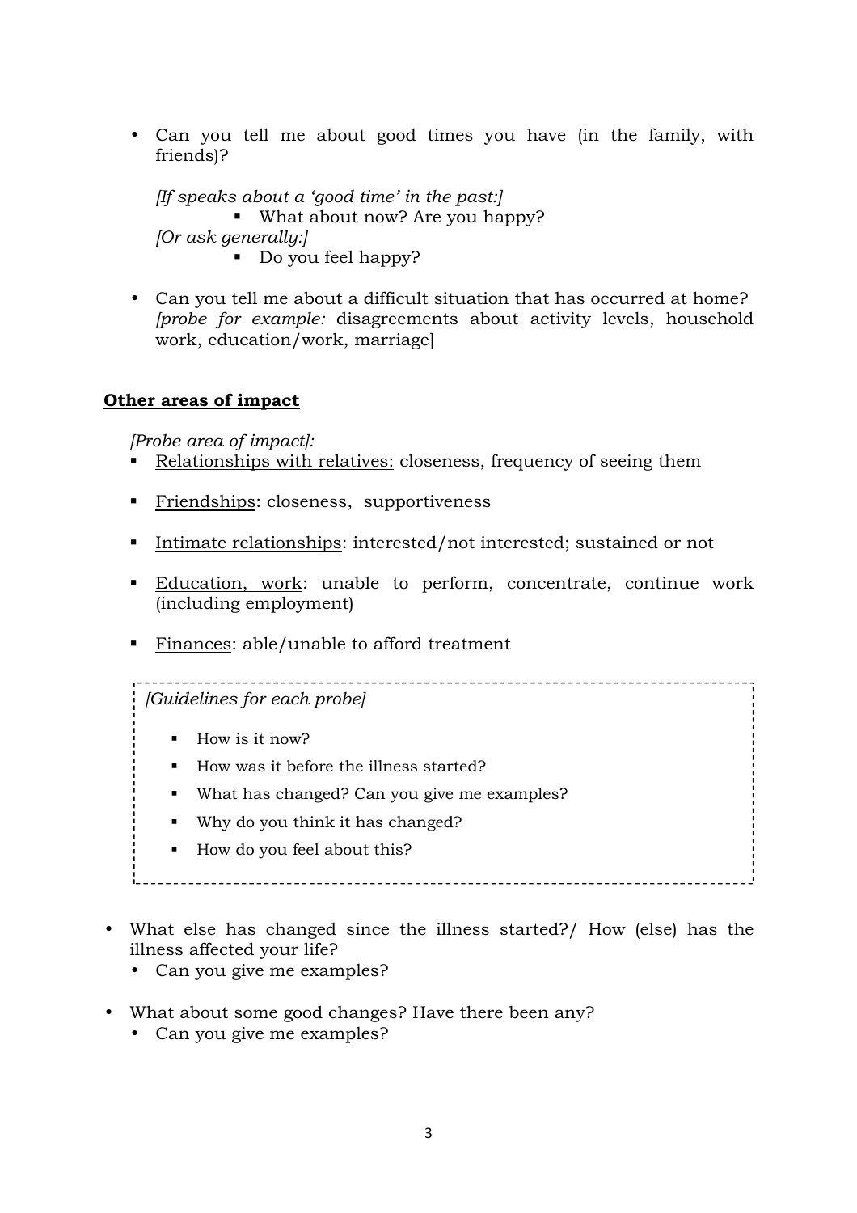- Can you tell me about good times you have (in the family, with friends)?

  *[If speaks about a 'good time' in the past:]*
    - What about now? Are you happy?

  *[Or ask generally:]*
    - Do you feel happy?

- Can you tell me about a difficult situation that has occurred at home? *[probe for example:* disagreements about activity levels, household work, education/work, marriage]

**Other areas of impact**

*[Probe area of impact]:*

- Relationships with relatives: closeness, frequency of seeing them
- Friendships: closeness, supportiveness
- Intimate relationships: interested/not interested; sustained or not
- Education, work: unable to perform, concentrate, continue work (including employment)
- Finances: able/unable to afford treatment

*[Guidelines for each probe]*

- How is it now?
- How was it before the illness started?
- What has changed? Can you give me examples?
- Why do you think it has changed?
- How do you feel about this?

- What else has changed since the illness started?/ How (else) has the illness affected your life?
  - Can you give me examples?
- What about some good changes? Have there been any?
  - Can you give me examples?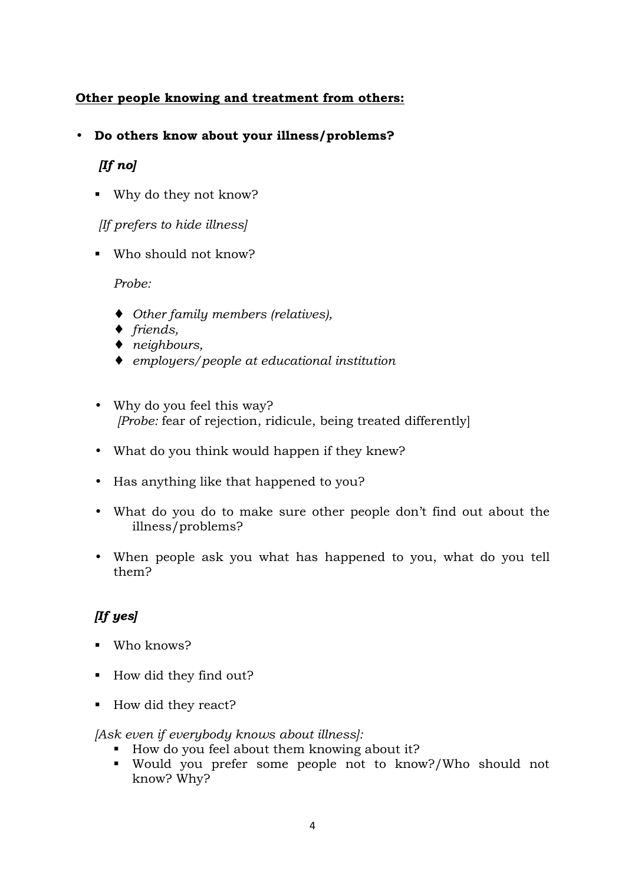**<u>Other people knowing and treatment from others:</u>**

- **Do others know about your illness/problems?**

  ***[If no]***

  - Why do they not know?

  *[If prefers to hide illness]*

  - Who should not know?

    *Probe:*

    - *Other family members (relatives),*
    - *friends,*
    - *neighbours,*
    - *employers/people at educational institution*

  - Why do you feel this way?
    *[Probe:* fear of rejection, ridicule, being treated differently]

  - What do you think would happen if they knew?

  - Has anything like that happened to you?

  - What do you do to make sure other people don't find out about the illness/problems?

  - When people ask you what has happened to you, what do you tell them?

  ***[If yes]***

  - Who knows?

  - How did they find out?

  - How did they react?

  *[Ask even if everybody knows about illness]:*

  - How do you feel about them knowing about it?
  - Would you prefer some people not to know?/Who should not know? Why?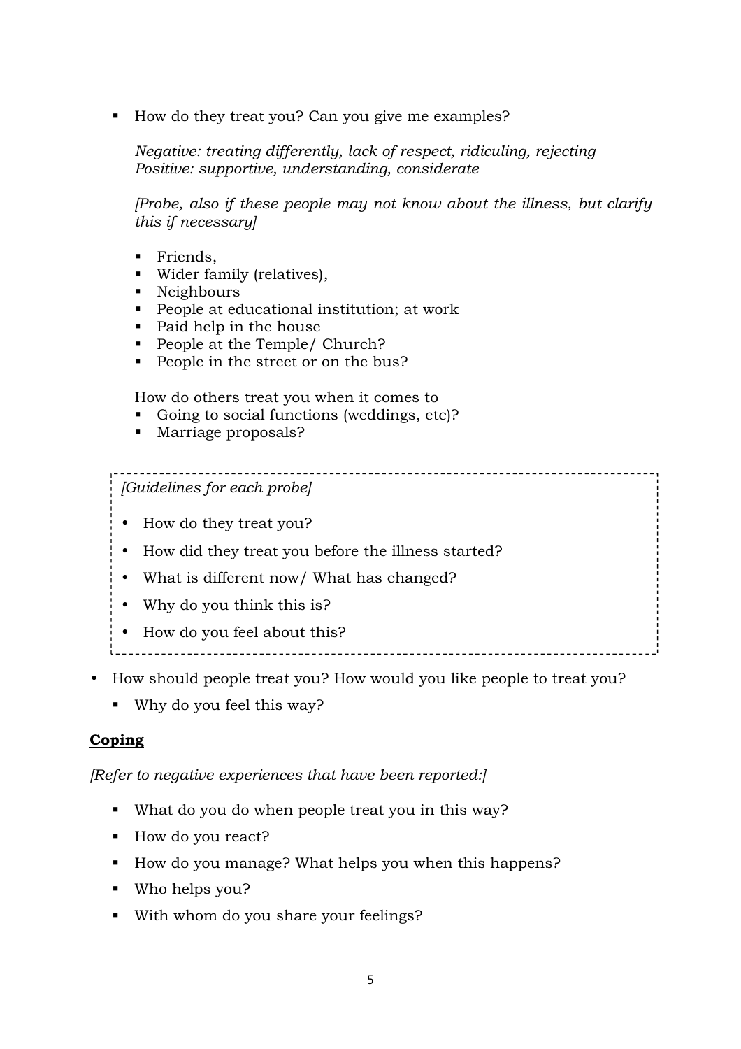- How do they treat you? Can you give me examples?

  *Negative: treating differently, lack of respect, ridiculing, rejecting*
  *Positive: supportive, understanding, considerate*

  *[Probe, also if these people may not know about the illness, but clarify this if necessary]*

  - Friends,
  - Wider family (relatives),
  - Neighbours
  - People at educational institution; at work
  - Paid help in the house
  - People at the Temple/ Church?
  - People in the street or on the bus?

  How do others treat you when it comes to

  - Going to social functions (weddings, etc)?
  - Marriage proposals?

> *[Guidelines for each probe]*
>
> - How do they treat you?
> - How did they treat you before the illness started?
> - What is different now/ What has changed?
> - Why do you think this is?
> - How do you feel about this?

- How should people treat you? How would you like people to treat you?
  - Why do you feel this way?

**Coping**

*[Refer to negative experiences that have been reported:]*

- What do you do when people treat you in this way?
- How do you react?
- How do you manage? What helps you when this happens?
- Who helps you?
- With whom do you share your feelings?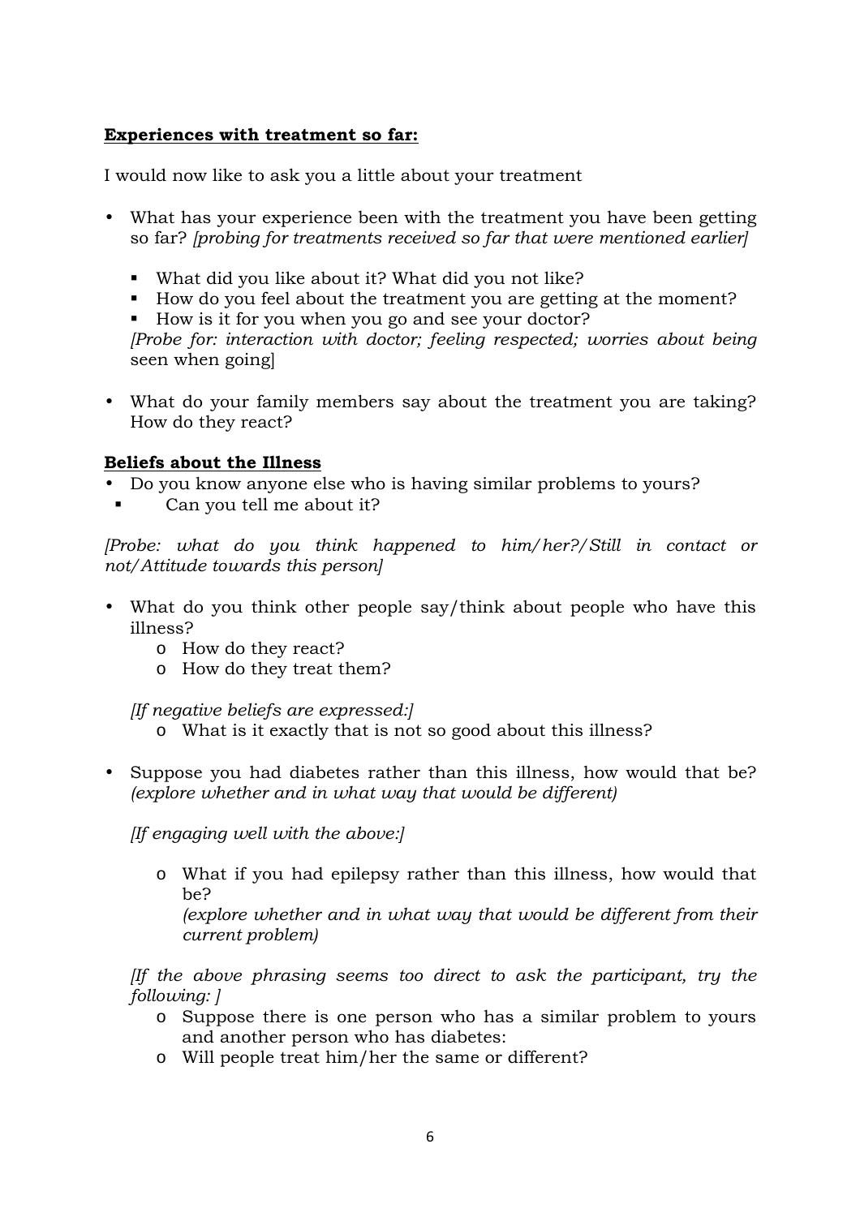**Experiences with treatment so far:**

I would now like to ask you a little about your treatment

- What has your experience been with the treatment you have been getting so far? *[probing for treatments received so far that were mentioned earlier]*
  - What did you like about it? What did you not like?
  - How do you feel about the treatment you are getting at the moment?
  - How is it for you when you go and see your doctor?

  *[Probe for: interaction with doctor; feeling respected; worries about being seen when going]*

- What do your family members say about the treatment you are taking? How do they react?

**Beliefs about the Illness**

- Do you know anyone else who is having similar problems to yours?
  - Can you tell me about it?

*[Probe: what do you think happened to him/her?/Still in contact or not/Attitude towards this person]*

- What do you think other people say/think about people who have this illness?
  - How do they react?
  - How do they treat them?

  *[If negative beliefs are expressed:]*
  - What is it exactly that is not so good about this illness?

- Suppose you had diabetes rather than this illness, how would that be? *(explore whether and in what way that would be different)*

  *[If engaging well with the above:]*

  - What if you had epilepsy rather than this illness, how would that be?
    *(explore whether and in what way that would be different from their current problem)*

  *[If the above phrasing seems too direct to ask the participant, try the following: ]*
  - Suppose there is one person who has a similar problem to yours and another person who has diabetes:
  - Will people treat him/her the same or different?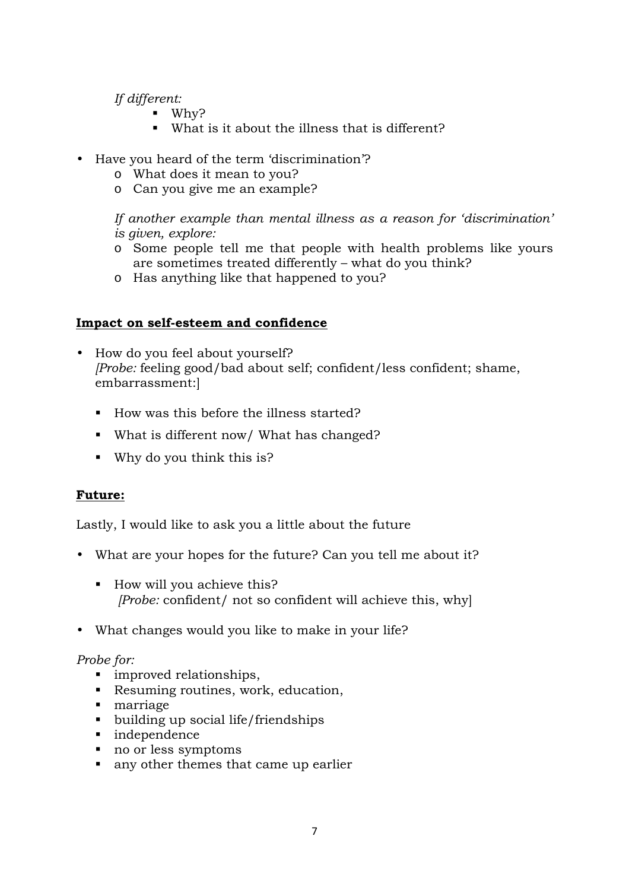*If different:*

- Why?
- What is it about the illness that is different?

- Have you heard of the term 'discrimination'?
  - What does it mean to you?
  - Can you give me an example?

  *If another example than mental illness as a reason for 'discrimination' is given, explore:*
  - Some people tell me that people with health problems like yours are sometimes treated differently – what do you think?
  - Has anything like that happened to you?

**Impact on self-esteem and confidence**

- How do you feel about yourself?
  *[Probe:* feeling good/bad about self; confident/less confident; shame, embarrassment:]
  - How was this before the illness started?
  - What is different now/ What has changed?
  - Why do you think this is?

**Future:**

Lastly, I would like to ask you a little about the future

- What are your hopes for the future? Can you tell me about it?
  - How will you achieve this?
    *[Probe:* confident/ not so confident will achieve this, why]

- What changes would you like to make in your life?

*Probe for:*

- improved relationships,
- Resuming routines, work, education,
- marriage
- building up social life/friendships
- independence
- no or less symptoms
- any other themes that came up earlier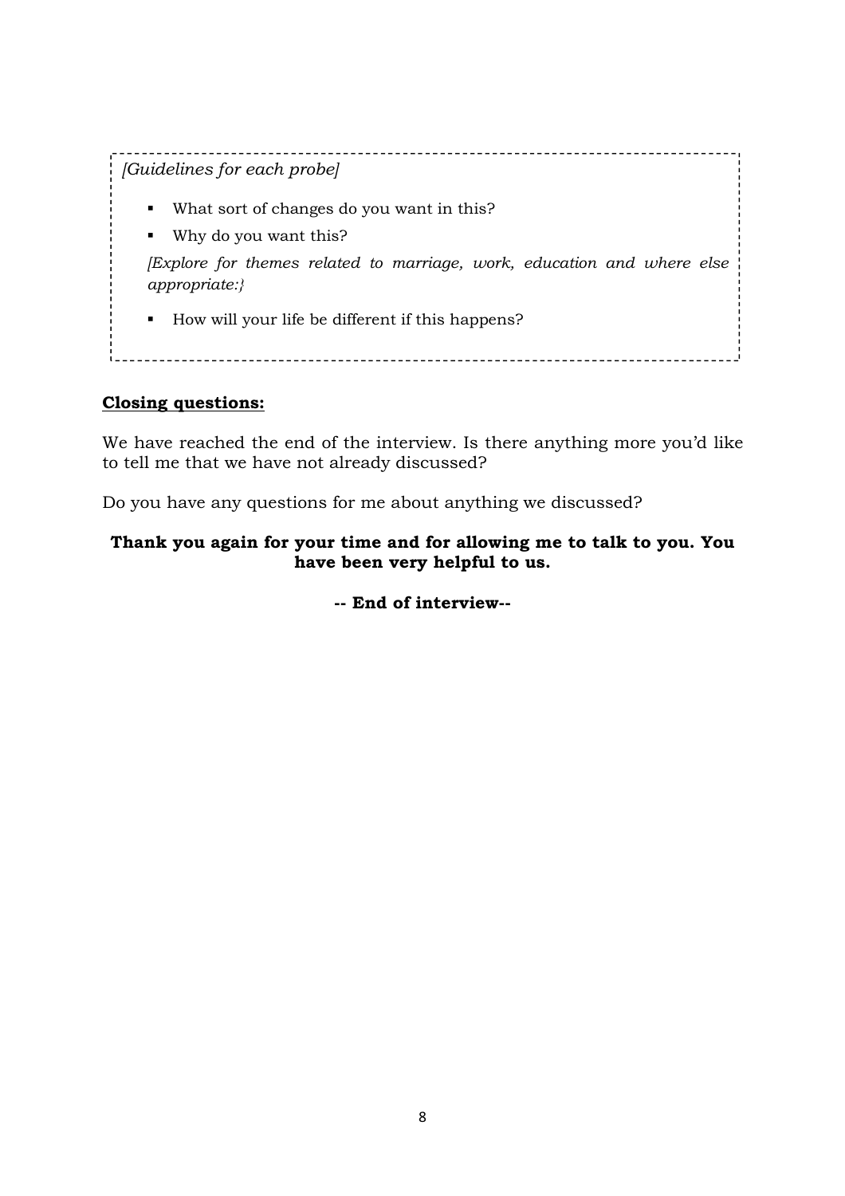*[Guidelines for each probe]*

- What sort of changes do you want in this?
- Why do you want this?

*[Explore for themes related to marriage, work, education and where else appropriate:}*

- How will your life be different if this happens?

**Closing questions:**

We have reached the end of the interview. Is there anything more you'd like to tell me that we have not already discussed?

Do you have any questions for me about anything we discussed?

**Thank you again for your time and for allowing me to talk to you. You have been very helpful to us.**

**-- End of interview--**